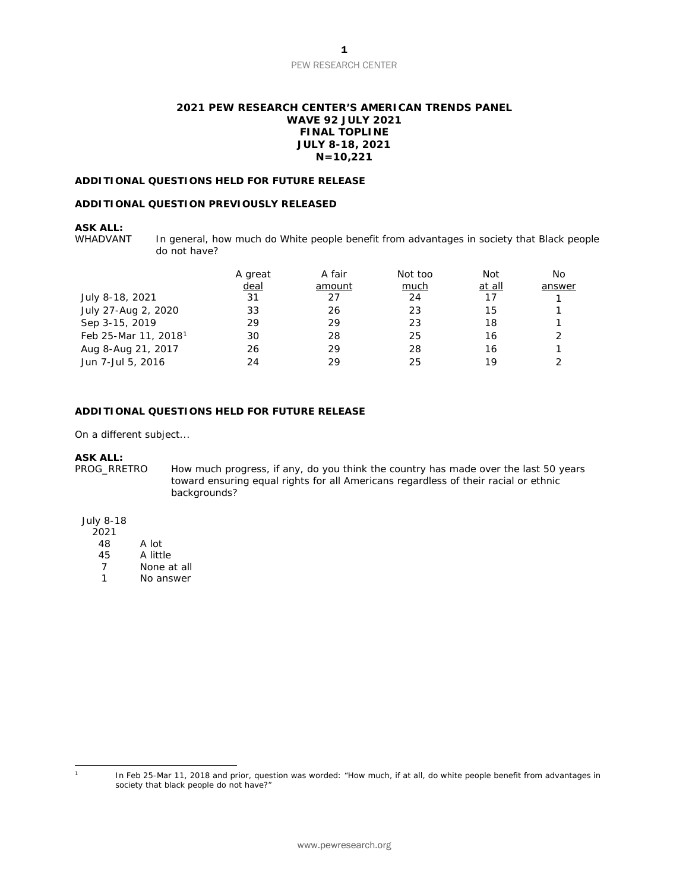# 2021 PEW RESEARCH CENTER'S AMERICAN TRENDS PANEL
## WAVE 92 JULY 2021
## FINAL TOPLINE
## JULY 8-18, 2021
## N=10,221

**ADDITIONAL QUESTIONS HELD FOR FUTURE RELEASE**

**ADDITIONAL QUESTION PREVIOUSLY RELEASED**

**ASK ALL:**

WHADVANT In general, how much do White people benefit from advantages in society that Black people do not have?

| | A great deal | A fair amount | Not too much | Not at all | No answer |
|---|---|---|---|---|---|
| July 8-18, 2021 | 31 | 27 | 24 | 17 | 1 |
| July 27-Aug 2, 2020 | 33 | 26 | 23 | 15 | 1 |
| Sep 3-15, 2019 | 29 | 29 | 23 | 18 | 1 |
| Feb 25-Mar 11, 2018[1] | 30 | 28 | 25 | 16 | 2 |
| Aug 8-Aug 21, 2017 | 26 | 29 | 28 | 16 | 1 |
| Jun 7-Jul 5, 2016 | 24 | 29 | 25 | 19 | 2 |

**ADDITIONAL QUESTIONS HELD FOR FUTURE RELEASE**

*On a different subject...*

**ASK ALL:**

PROG_RRETRO How much progress, if any, do you think the country has made over the last 50 years toward ensuring equal rights for all Americans regardless of their racial or ethnic backgrounds?

| July 8-18 2021 | |
|---|---|
| 48 | A lot |
| 45 | A little |
| 7 | None at all |
| 1 | No answer |

[1] In Feb 25-Mar 11, 2018 and prior, question was worded: "How much, if at all, do white people benefit from advantages in society that black people do not have?"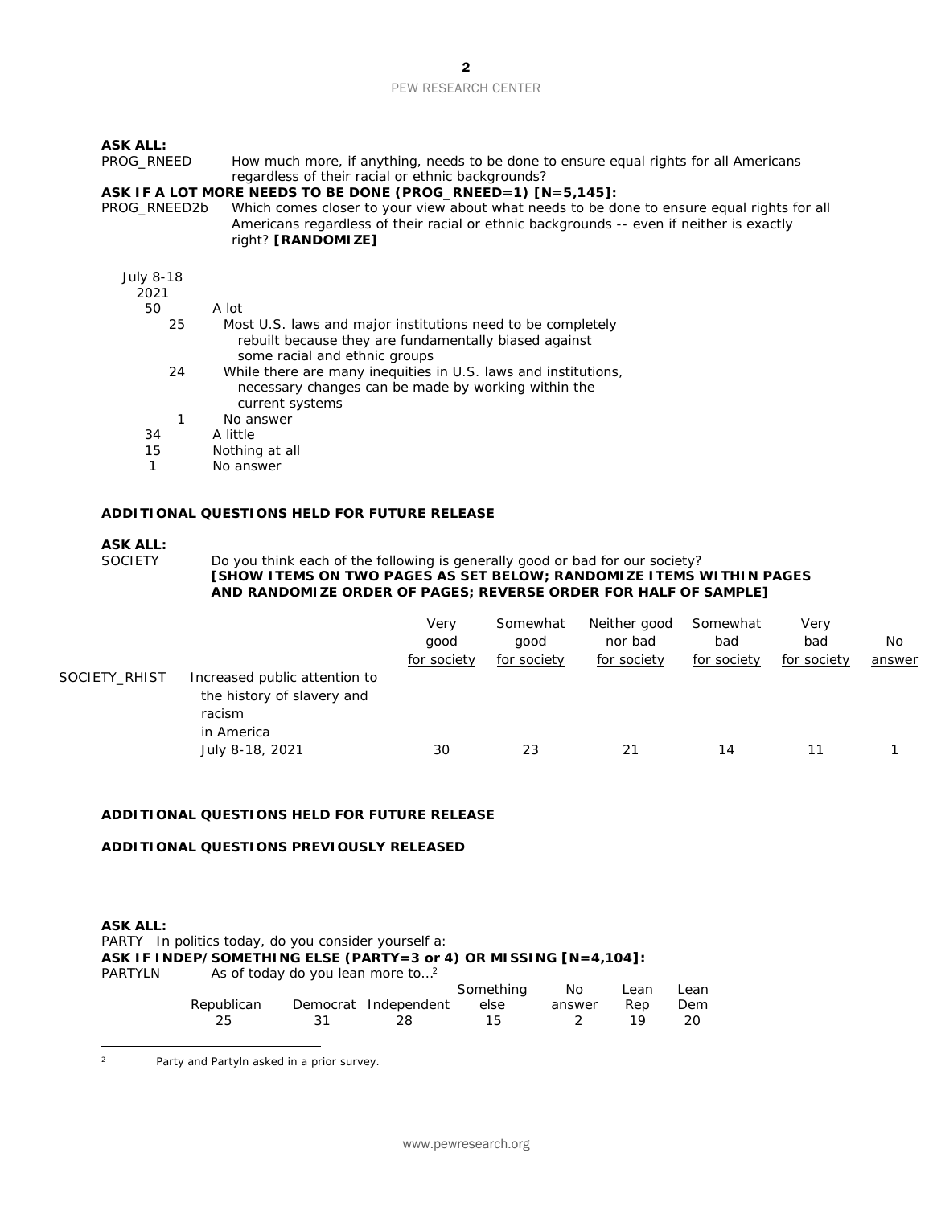**ASK ALL:**

PROG_RNEED How much more, if anything, needs to be done to ensure equal rights for all Americans regardless of their racial or ethnic backgrounds?

**ASK IF A LOT MORE NEEDS TO BE DONE (PROG_RNEED=1) [N=5,145]:**

PROG_RNEED2b Which comes closer to your view about what needs to be done to ensure equal rights for all Americans regardless of their racial or ethnic backgrounds -- even if neither is exactly right? **[RANDOMIZE]**

| July 8-18 2021 | | |
|---|---|---|
| 50 | | A lot |
| | 25 | Most U.S. laws and major institutions need to be completely rebuilt because they are fundamentally biased against some racial and ethnic groups |
| | 24 | While there are many inequities in U.S. laws and institutions, necessary changes can be made by working within the current systems |
| | 1 | No answer |
| 34 | | A little |
| 15 | | Nothing at all |
| 1 | | No answer |

**ADDITIONAL QUESTIONS HELD FOR FUTURE RELEASE**

**ASK ALL:**

SOCIETY Do you think each of the following is generally good or bad for our society? **[SHOW ITEMS ON TWO PAGES AS SET BELOW; RANDOMIZE ITEMS WITHIN PAGES AND RANDOMIZE ORDER OF PAGES; REVERSE ORDER FOR HALF OF SAMPLE]**

| | | Very good for society | Somewhat good for society | Neither good nor bad for society | Somewhat bad for society | Very bad for society | No answer |
|---|---|---|---|---|---|---|---|
| SOCIETY_RHIST | Increased public attention to the history of slavery and racism in America | | | | | | |
| | July 8-18, 2021 | 30 | 23 | 21 | 14 | 11 | 1 |

**ADDITIONAL QUESTIONS HELD FOR FUTURE RELEASE**

**ADDITIONAL QUESTIONS PREVIOUSLY RELEASED**

**ASK ALL:**

PARTY In politics today, do you consider yourself a:

**ASK IF INDEP/SOMETHING ELSE (PARTY=3 or 4) OR MISSING [N=4,104]:**

PARTYLN As of today do you lean more to…[2]

| Republican | Democrat | Independent | Something else | No answer | Lean Rep | Lean Dem |
|---|---|---|---|---|---|---|
| 25 | 31 | 28 | 15 | 2 | 19 | 20 |

[2] Party and Partyln asked in a prior survey.